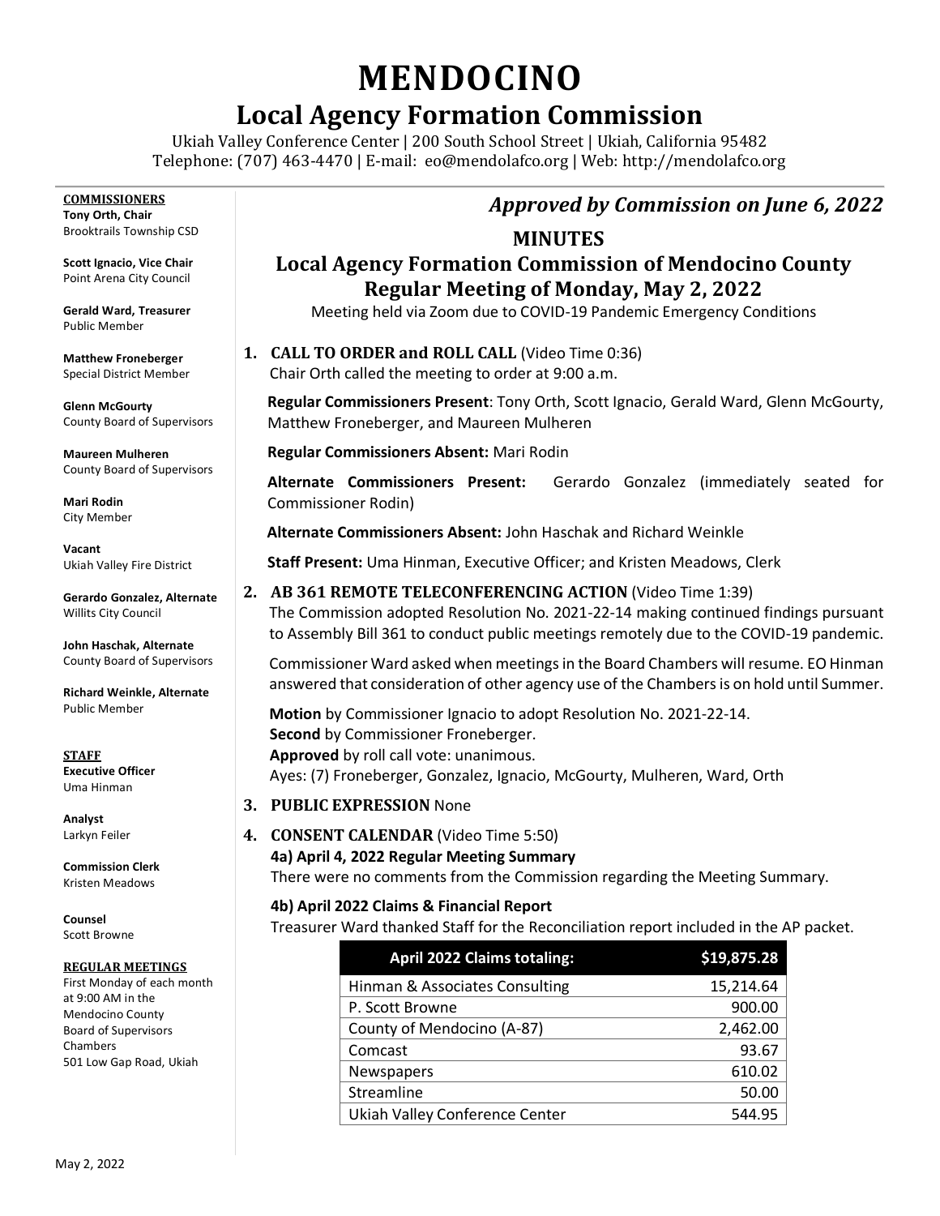# MENDOCINO

## Local Agency Formation Commission

Ukiah Valley Conference Center | 200 South School Street | Ukiah, California 95482
Telephone: (707) 463-4470 | E-mail: eo@mendolafco.org | Web: http://mendolafco.org

**COMMISSIONERS**

**Tony Orth, Chair**
Brooktrails Township CSD

**Scott Ignacio, Vice Chair**
Point Arena City Council

**Gerald Ward, Treasurer**
Public Member

**Matthew Froneberger**
Special District Member

**Glenn McGourty**
County Board of Supervisors

**Maureen Mulheren**
County Board of Supervisors

**Mari Rodin**
City Member

**Vacant**
Ukiah Valley Fire District

**Gerardo Gonzalez, Alternate**
Willits City Council

**John Haschak, Alternate**
County Board of Supervisors

**Richard Weinkle, Alternate**
Public Member

**STAFF**

**Executive Officer**
Uma Hinman

**Analyst**
Larkyn Feiler

**Commission Clerk**
Kristen Meadows

**Counsel**
Scott Browne

**REGULAR MEETINGS**

First Monday of each month at 9:00 AM in the Mendocino County Board of Supervisors Chambers
501 Low Gap Road, Ukiah

***Approved by Commission on June 6, 2022***

## MINUTES

## Local Agency Formation Commission of Mendocino County Regular Meeting of Monday, May 2, 2022

Meeting held via Zoom due to COVID-19 Pandemic Emergency Conditions

**1. CALL TO ORDER and ROLL CALL** (Video Time 0:36)
Chair Orth called the meeting to order at 9:00 a.m.

**Regular Commissioners Present**: Tony Orth, Scott Ignacio, Gerald Ward, Glenn McGourty, Matthew Froneberger, and Maureen Mulheren

**Regular Commissioners Absent:** Mari Rodin

**Alternate Commissioners Present:** Gerardo Gonzalez (immediately seated for Commissioner Rodin)

**Alternate Commissioners Absent:** John Haschak and Richard Weinkle

**Staff Present:** Uma Hinman, Executive Officer; and Kristen Meadows, Clerk

**2. AB 361 REMOTE TELECONFERENCING ACTION** (Video Time 1:39)
The Commission adopted Resolution No. 2021-22-14 making continued findings pursuant to Assembly Bill 361 to conduct public meetings remotely due to the COVID-19 pandemic.

Commissioner Ward asked when meetings in the Board Chambers will resume. EO Hinman answered that consideration of other agency use of the Chambers is on hold until Summer.

**Motion** by Commissioner Ignacio to adopt Resolution No. 2021-22-14.
**Second** by Commissioner Froneberger.
**Approved** by roll call vote: unanimous.
Ayes: (7) Froneberger, Gonzalez, Ignacio, McGourty, Mulheren, Ward, Orth

**3. PUBLIC EXPRESSION** None

**4. CONSENT CALENDAR** (Video Time 5:50)

**4a) April 4, 2022 Regular Meeting Summary**
There were no comments from the Commission regarding the Meeting Summary.

**4b) April 2022 Claims & Financial Report**
Treasurer Ward thanked Staff for the Reconciliation report included in the AP packet.

| April 2022 Claims totaling: | $19,875.28 |
|---|---:|
| Hinman & Associates Consulting | 15,214.64 |
| P. Scott Browne | 900.00 |
| County of Mendocino (A-87) | 2,462.00 |
| Comcast | 93.67 |
| Newspapers | 610.02 |
| Streamline | 50.00 |
| Ukiah Valley Conference Center | 544.95 |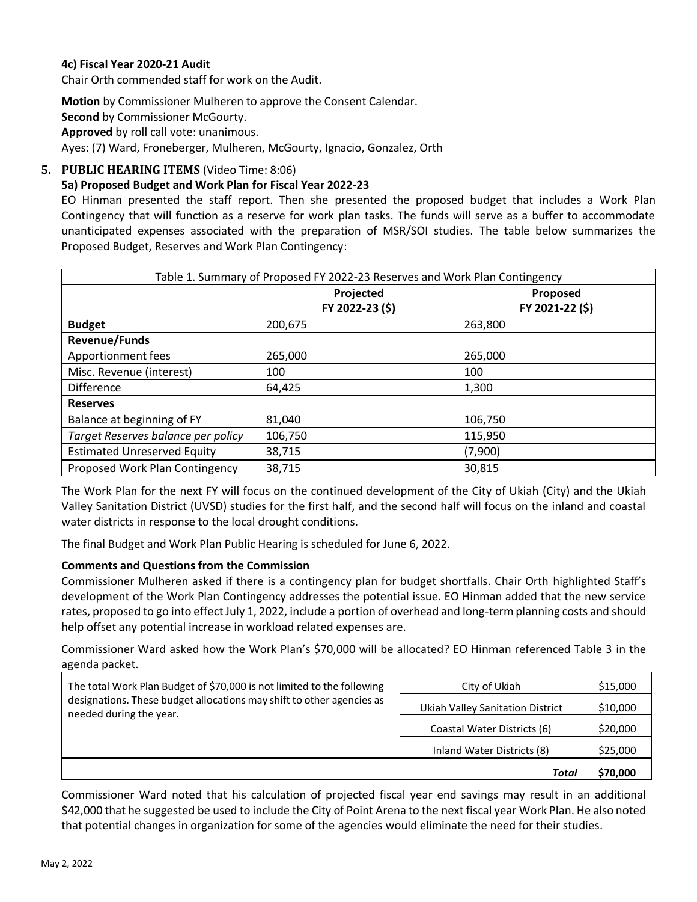**4c) Fiscal Year 2020-21 Audit**

Chair Orth commended staff for work on the Audit.

**Motion** by Commissioner Mulheren to approve the Consent Calendar.
**Second** by Commissioner McGourty.
**Approved** by roll call vote: unanimous.
Ayes: (7) Ward, Froneberger, Mulheren, McGourty, Ignacio, Gonzalez, Orth

## 5. PUBLIC HEARING ITEMS (Video Time: 8:06)

**5a) Proposed Budget and Work Plan for Fiscal Year 2022-23**

EO Hinman presented the staff report. Then she presented the proposed budget that includes a Work Plan Contingency that will function as a reserve for work plan tasks. The funds will serve as a buffer to accommodate unanticipated expenses associated with the preparation of MSR/SOI studies. The table below summarizes the Proposed Budget, Reserves and Work Plan Contingency:

| Table 1. Summary of Proposed FY 2022-23 Reserves and Work Plan Contingency | | |
|---|---|---|
| | **Projected FY 2022-23 ($)** | **Proposed FY 2021-22 ($)** |
| **Budget** | 200,675 | 263,800 |
| **Revenue/Funds** | | |
| Apportionment fees | 265,000 | 265,000 |
| Misc. Revenue (interest) | 100 | 100 |
| Difference | 64,425 | 1,300 |
| **Reserves** | | |
| Balance at beginning of FY | 81,040 | 106,750 |
| *Target Reserves balance per policy* | 106,750 | 115,950 |
| Estimated Unreserved Equity | 38,715 | (7,900) |
| Proposed Work Plan Contingency | 38,715 | 30,815 |

The Work Plan for the next FY will focus on the continued development of the City of Ukiah (City) and the Ukiah Valley Sanitation District (UVSD) studies for the first half, and the second half will focus on the inland and coastal water districts in response to the local drought conditions.

The final Budget and Work Plan Public Hearing is scheduled for June 6, 2022.

**Comments and Questions from the Commission**

Commissioner Mulheren asked if there is a contingency plan for budget shortfalls. Chair Orth highlighted Staff's development of the Work Plan Contingency addresses the potential issue. EO Hinman added that the new service rates, proposed to go into effect July 1, 2022, include a portion of overhead and long-term planning costs and should help offset any potential increase in workload related expenses are.

Commissioner Ward asked how the Work Plan's $70,000 will be allocated? EO Hinman referenced Table 3 in the agenda packet.

| The total Work Plan Budget of $70,000 is not limited to the following designations. These budget allocations may shift to other agencies as needed during the year. | | |
|---|---|---|
| | City of Ukiah | $15,000 |
| | Ukiah Valley Sanitation District | $10,000 |
| | Coastal Water Districts (6) | $20,000 |
| | Inland Water Districts (8) | $25,000 |
| | ***Total*** | **$70,000** |

Commissioner Ward noted that his calculation of projected fiscal year end savings may result in an additional $42,000 that he suggested be used to include the City of Point Arena to the next fiscal year Work Plan. He also noted that potential changes in organization for some of the agencies would eliminate the need for their studies.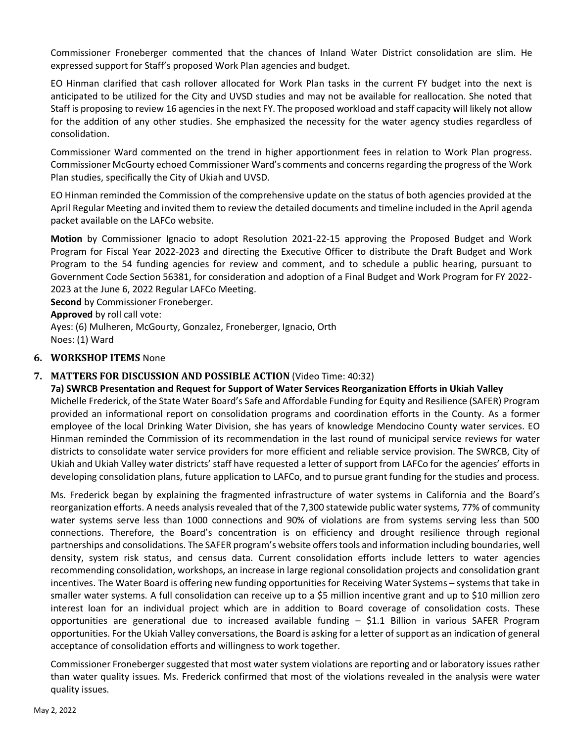Commissioner Froneberger commented that the chances of Inland Water District consolidation are slim. He expressed support for Staff's proposed Work Plan agencies and budget.

EO Hinman clarified that cash rollover allocated for Work Plan tasks in the current FY budget into the next is anticipated to be utilized for the City and UVSD studies and may not be available for reallocation. She noted that Staff is proposing to review 16 agencies in the next FY. The proposed workload and staff capacity will likely not allow for the addition of any other studies. She emphasized the necessity for the water agency studies regardless of consolidation.

Commissioner Ward commented on the trend in higher apportionment fees in relation to Work Plan progress. Commissioner McGourty echoed Commissioner Ward's comments and concerns regarding the progress of the Work Plan studies, specifically the City of Ukiah and UVSD.

EO Hinman reminded the Commission of the comprehensive update on the status of both agencies provided at the April Regular Meeting and invited them to review the detailed documents and timeline included in the April agenda packet available on the LAFCo website.

**Motion** by Commissioner Ignacio to adopt Resolution 2021-22-15 approving the Proposed Budget and Work Program for Fiscal Year 2022-2023 and directing the Executive Officer to distribute the Draft Budget and Work Program to the 54 funding agencies for review and comment, and to schedule a public hearing, pursuant to Government Code Section 56381, for consideration and adoption of a Final Budget and Work Program for FY 2022-2023 at the June 6, 2022 Regular LAFCo Meeting.
**Second** by Commissioner Froneberger.
**Approved** by roll call vote:
Ayes: (6) Mulheren, McGourty, Gonzalez, Froneberger, Ignacio, Orth
Noes: (1) Ward

## 6. WORKSHOP ITEMS None

## 7. MATTERS FOR DISCUSSION AND POSSIBLE ACTION (Video Time: 40:32)

**7a) SWRCB Presentation and Request for Support of Water Services Reorganization Efforts in Ukiah Valley**

Michelle Frederick, of the State Water Board's Safe and Affordable Funding for Equity and Resilience (SAFER) Program provided an informational report on consolidation programs and coordination efforts in the County. As a former employee of the local Drinking Water Division, she has years of knowledge Mendocino County water services. EO Hinman reminded the Commission of its recommendation in the last round of municipal service reviews for water districts to consolidate water service providers for more efficient and reliable service provision. The SWRCB, City of Ukiah and Ukiah Valley water districts' staff have requested a letter of support from LAFCo for the agencies' efforts in developing consolidation plans, future application to LAFCo, and to pursue grant funding for the studies and process.

Ms. Frederick began by explaining the fragmented infrastructure of water systems in California and the Board's reorganization efforts. A needs analysis revealed that of the 7,300 statewide public water systems, 77% of community water systems serve less than 1000 connections and 90% of violations are from systems serving less than 500 connections. Therefore, the Board's concentration is on efficiency and drought resilience through regional partnerships and consolidations. The SAFER program's website offers tools and information including boundaries, well density, system risk status, and census data. Current consolidation efforts include letters to water agencies recommending consolidation, workshops, an increase in large regional consolidation projects and consolidation grant incentives. The Water Board is offering new funding opportunities for Receiving Water Systems – systems that take in smaller water systems. A full consolidation can receive up to a $5 million incentive grant and up to $10 million zero interest loan for an individual project which are in addition to Board coverage of consolidation costs. These opportunities are generational due to increased available funding – $1.1 Billion in various SAFER Program opportunities. For the Ukiah Valley conversations, the Board is asking for a letter of support as an indication of general acceptance of consolidation efforts and willingness to work together.

Commissioner Froneberger suggested that most water system violations are reporting and or laboratory issues rather than water quality issues. Ms. Frederick confirmed that most of the violations revealed in the analysis were water quality issues.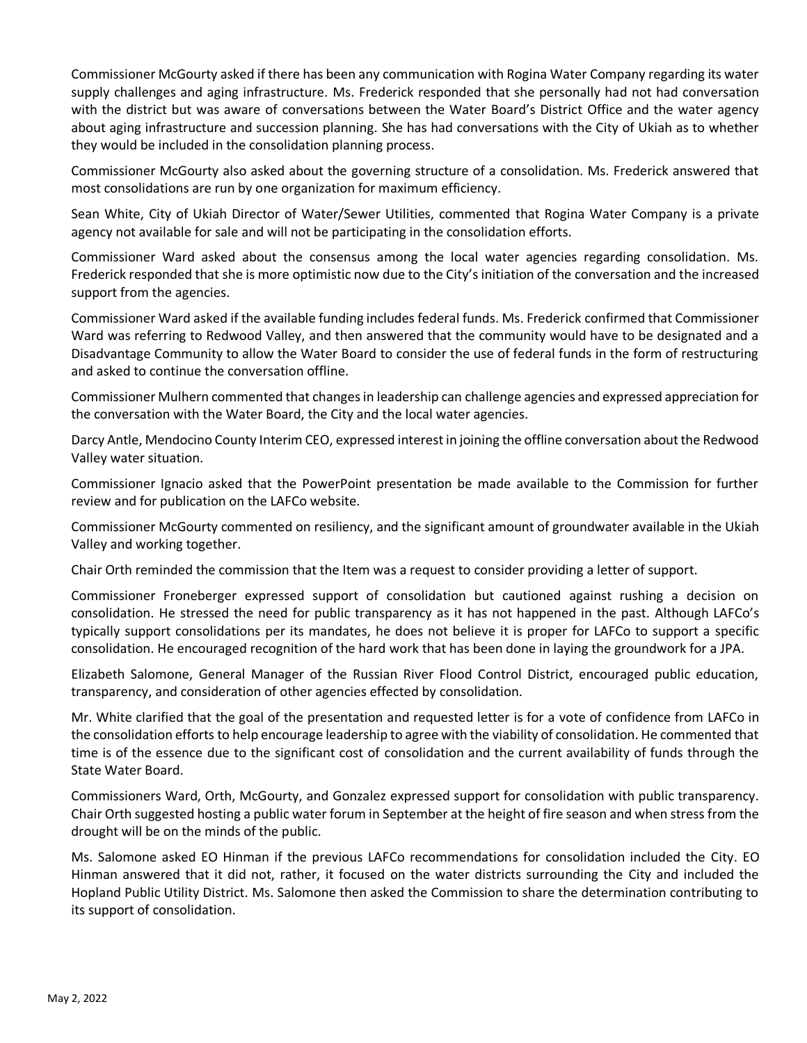Commissioner McGourty asked if there has been any communication with Rogina Water Company regarding its water supply challenges and aging infrastructure. Ms. Frederick responded that she personally had not had conversation with the district but was aware of conversations between the Water Board's District Office and the water agency about aging infrastructure and succession planning. She has had conversations with the City of Ukiah as to whether they would be included in the consolidation planning process.

Commissioner McGourty also asked about the governing structure of a consolidation. Ms. Frederick answered that most consolidations are run by one organization for maximum efficiency.

Sean White, City of Ukiah Director of Water/Sewer Utilities, commented that Rogina Water Company is a private agency not available for sale and will not be participating in the consolidation efforts.

Commissioner Ward asked about the consensus among the local water agencies regarding consolidation. Ms. Frederick responded that she is more optimistic now due to the City's initiation of the conversation and the increased support from the agencies.

Commissioner Ward asked if the available funding includes federal funds. Ms. Frederick confirmed that Commissioner Ward was referring to Redwood Valley, and then answered that the community would have to be designated and a Disadvantage Community to allow the Water Board to consider the use of federal funds in the form of restructuring and asked to continue the conversation offline.

Commissioner Mulhern commented that changes in leadership can challenge agencies and expressed appreciation for the conversation with the Water Board, the City and the local water agencies.

Darcy Antle, Mendocino County Interim CEO, expressed interest in joining the offline conversation about the Redwood Valley water situation.

Commissioner Ignacio asked that the PowerPoint presentation be made available to the Commission for further review and for publication on the LAFCo website.

Commissioner McGourty commented on resiliency, and the significant amount of groundwater available in the Ukiah Valley and working together.

Chair Orth reminded the commission that the Item was a request to consider providing a letter of support.

Commissioner Froneberger expressed support of consolidation but cautioned against rushing a decision on consolidation. He stressed the need for public transparency as it has not happened in the past. Although LAFCo's typically support consolidations per its mandates, he does not believe it is proper for LAFCo to support a specific consolidation. He encouraged recognition of the hard work that has been done in laying the groundwork for a JPA.

Elizabeth Salomone, General Manager of the Russian River Flood Control District, encouraged public education, transparency, and consideration of other agencies effected by consolidation.

Mr. White clarified that the goal of the presentation and requested letter is for a vote of confidence from LAFCo in the consolidation efforts to help encourage leadership to agree with the viability of consolidation. He commented that time is of the essence due to the significant cost of consolidation and the current availability of funds through the State Water Board.

Commissioners Ward, Orth, McGourty, and Gonzalez expressed support for consolidation with public transparency. Chair Orth suggested hosting a public water forum in September at the height of fire season and when stress from the drought will be on the minds of the public.

Ms. Salomone asked EO Hinman if the previous LAFCo recommendations for consolidation included the City. EO Hinman answered that it did not, rather, it focused on the water districts surrounding the City and included the Hopland Public Utility District. Ms. Salomone then asked the Commission to share the determination contributing to its support of consolidation.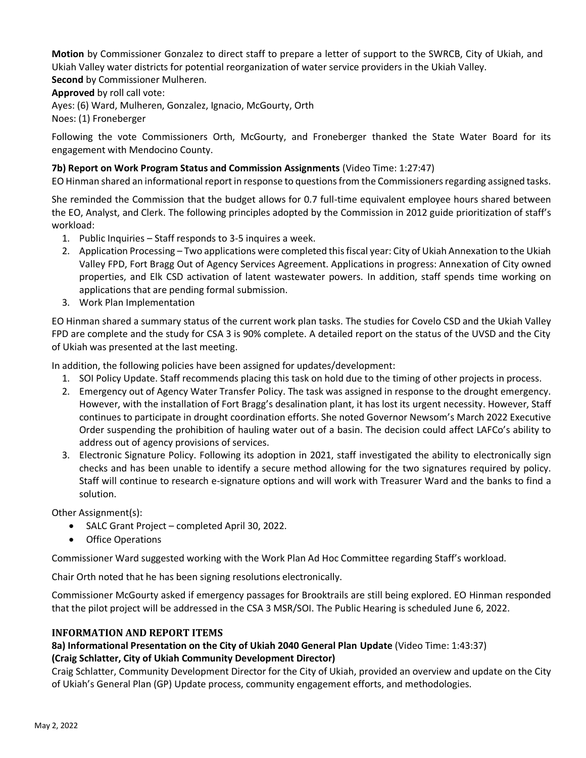**Motion** by Commissioner Gonzalez to direct staff to prepare a letter of support to the SWRCB, City of Ukiah, and Ukiah Valley water districts for potential reorganization of water service providers in the Ukiah Valley.
**Second** by Commissioner Mulheren.
**Approved** by roll call vote:
Ayes: (6) Ward, Mulheren, Gonzalez, Ignacio, McGourty, Orth
Noes: (1) Froneberger

Following the vote Commissioners Orth, McGourty, and Froneberger thanked the State Water Board for its engagement with Mendocino County.

**7b) Report on Work Program Status and Commission Assignments** (Video Time: 1:27:47)
EO Hinman shared an informational report in response to questions from the Commissioners regarding assigned tasks.

She reminded the Commission that the budget allows for 0.7 full-time equivalent employee hours shared between the EO, Analyst, and Clerk. The following principles adopted by the Commission in 2012 guide prioritization of staff's workload:

1. Public Inquiries – Staff responds to 3-5 inquires a week.
2. Application Processing – Two applications were completed this fiscal year: City of Ukiah Annexation to the Ukiah Valley FPD, Fort Bragg Out of Agency Services Agreement. Applications in progress: Annexation of City owned properties, and Elk CSD activation of latent wastewater powers. In addition, staff spends time working on applications that are pending formal submission.
3. Work Plan Implementation

EO Hinman shared a summary status of the current work plan tasks. The studies for Covelo CSD and the Ukiah Valley FPD are complete and the study for CSA 3 is 90% complete. A detailed report on the status of the UVSD and the City of Ukiah was presented at the last meeting.

In addition, the following policies have been assigned for updates/development:

1. SOI Policy Update. Staff recommends placing this task on hold due to the timing of other projects in process.
2. Emergency out of Agency Water Transfer Policy. The task was assigned in response to the drought emergency. However, with the installation of Fort Bragg's desalination plant, it has lost its urgent necessity. However, Staff continues to participate in drought coordination efforts. She noted Governor Newsom's March 2022 Executive Order suspending the prohibition of hauling water out of a basin. The decision could affect LAFCo's ability to address out of agency provisions of services.
3. Electronic Signature Policy. Following its adoption in 2021, staff investigated the ability to electronically sign checks and has been unable to identify a secure method allowing for the two signatures required by policy. Staff will continue to research e-signature options and will work with Treasurer Ward and the banks to find a solution.

Other Assignment(s):

- SALC Grant Project – completed April 30, 2022.
- Office Operations

Commissioner Ward suggested working with the Work Plan Ad Hoc Committee regarding Staff's workload.

Chair Orth noted that he has been signing resolutions electronically.

Commissioner McGourty asked if emergency passages for Brooktrails are still being explored. EO Hinman responded that the pilot project will be addressed in the CSA 3 MSR/SOI. The Public Hearing is scheduled June 6, 2022.

## INFORMATION AND REPORT ITEMS

**8a) Informational Presentation on the City of Ukiah 2040 General Plan Update** (Video Time: 1:43:37)
**(Craig Schlatter, City of Ukiah Community Development Director)**
Craig Schlatter, Community Development Director for the City of Ukiah, provided an overview and update on the City of Ukiah's General Plan (GP) Update process, community engagement efforts, and methodologies.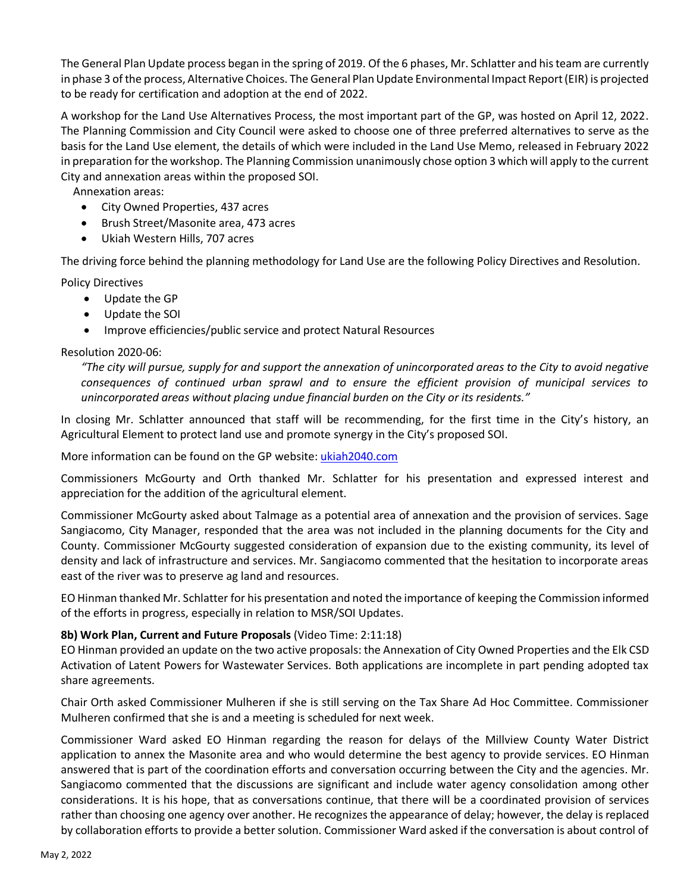The General Plan Update process began in the spring of 2019. Of the 6 phases, Mr. Schlatter and his team are currently in phase 3 of the process, Alternative Choices. The General Plan Update Environmental Impact Report (EIR) is projected to be ready for certification and adoption at the end of 2022.

A workshop for the Land Use Alternatives Process, the most important part of the GP, was hosted on April 12, 2022. The Planning Commission and City Council were asked to choose one of three preferred alternatives to serve as the basis for the Land Use element, the details of which were included in the Land Use Memo, released in February 2022 in preparation for the workshop. The Planning Commission unanimously chose option 3 which will apply to the current City and annexation areas within the proposed SOI.

Annexation areas:

- City Owned Properties, 437 acres
- Brush Street/Masonite area, 473 acres
- Ukiah Western Hills, 707 acres

The driving force behind the planning methodology for Land Use are the following Policy Directives and Resolution.

Policy Directives

- Update the GP
- Update the SOI
- Improve efficiencies/public service and protect Natural Resources

Resolution 2020-06:

*"The city will pursue, supply for and support the annexation of unincorporated areas to the City to avoid negative consequences of continued urban sprawl and to ensure the efficient provision of municipal services to unincorporated areas without placing undue financial burden on the City or its residents."*

In closing Mr. Schlatter announced that staff will be recommending, for the first time in the City's history, an Agricultural Element to protect land use and promote synergy in the City's proposed SOI.

More information can be found on the GP website: ukiah2040.com

Commissioners McGourty and Orth thanked Mr. Schlatter for his presentation and expressed interest and appreciation for the addition of the agricultural element.

Commissioner McGourty asked about Talmage as a potential area of annexation and the provision of services. Sage Sangiacomo, City Manager, responded that the area was not included in the planning documents for the City and County. Commissioner McGourty suggested consideration of expansion due to the existing community, its level of density and lack of infrastructure and services. Mr. Sangiacomo commented that the hesitation to incorporate areas east of the river was to preserve ag land and resources.

EO Hinman thanked Mr. Schlatter for his presentation and noted the importance of keeping the Commission informed of the efforts in progress, especially in relation to MSR/SOI Updates.

**8b) Work Plan, Current and Future Proposals** (Video Time: 2:11:18)

EO Hinman provided an update on the two active proposals: the Annexation of City Owned Properties and the Elk CSD Activation of Latent Powers for Wastewater Services. Both applications are incomplete in part pending adopted tax share agreements.

Chair Orth asked Commissioner Mulheren if she is still serving on the Tax Share Ad Hoc Committee. Commissioner Mulheren confirmed that she is and a meeting is scheduled for next week.

Commissioner Ward asked EO Hinman regarding the reason for delays of the Millview County Water District application to annex the Masonite area and who would determine the best agency to provide services. EO Hinman answered that is part of the coordination efforts and conversation occurring between the City and the agencies. Mr. Sangiacomo commented that the discussions are significant and include water agency consolidation among other considerations. It is his hope, that as conversations continue, that there will be a coordinated provision of services rather than choosing one agency over another. He recognizes the appearance of delay; however, the delay is replaced by collaboration efforts to provide a better solution. Commissioner Ward asked if the conversation is about control of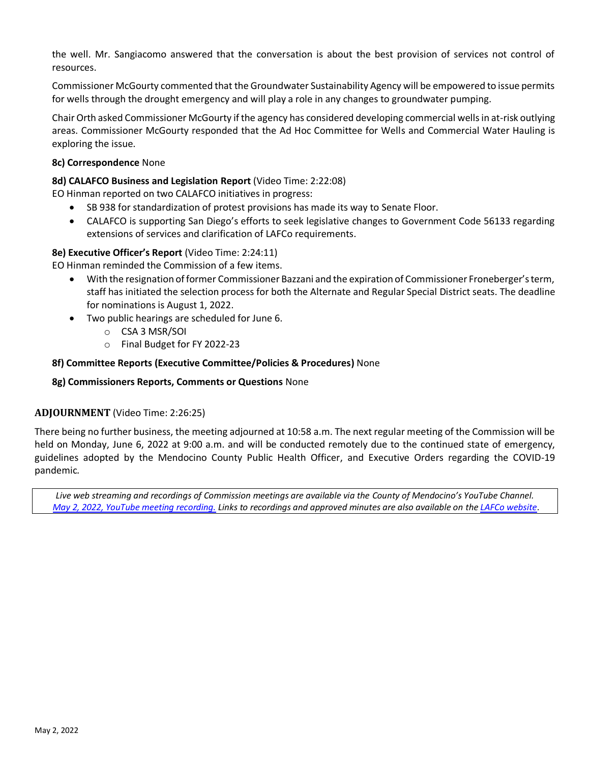the well. Mr. Sangiacomo answered that the conversation is about the best provision of services not control of resources.

Commissioner McGourty commented that the Groundwater Sustainability Agency will be empowered to issue permits for wells through the drought emergency and will play a role in any changes to groundwater pumping.

Chair Orth asked Commissioner McGourty if the agency has considered developing commercial wells in at-risk outlying areas. Commissioner McGourty responded that the Ad Hoc Committee for Wells and Commercial Water Hauling is exploring the issue.

**8c) Correspondence** None

**8d) CALAFCO Business and Legislation Report** (Video Time: 2:22:08)
EO Hinman reported on two CALAFCO initiatives in progress:

- SB 938 for standardization of protest provisions has made its way to Senate Floor.
- CALAFCO is supporting San Diego's efforts to seek legislative changes to Government Code 56133 regarding extensions of services and clarification of LAFCo requirements.

**8e) Executive Officer's Report** (Video Time: 2:24:11)
EO Hinman reminded the Commission of a few items.

- With the resignation of former Commissioner Bazzani and the expiration of Commissioner Froneberger's term, staff has initiated the selection process for both the Alternate and Regular Special District seats. The deadline for nominations is August 1, 2022.
- Two public hearings are scheduled for June 6.
  - CSA 3 MSR/SOI
  - Final Budget for FY 2022-23

**8f) Committee Reports (Executive Committee/Policies & Procedures)** None

**8g) Commissioners Reports, Comments or Questions** None

## ADJOURNMENT (Video Time: 2:26:25)

There being no further business, the meeting adjourned at 10:58 a.m. The next regular meeting of the Commission will be held on Monday, June 6, 2022 at 9:00 a.m. and will be conducted remotely due to the continued state of emergency, guidelines adopted by the Mendocino County Public Health Officer, and Executive Orders regarding the COVID-19 pandemic.

*Live web streaming and recordings of Commission meetings are available via the County of Mendocino's YouTube Channel. May 2, 2022, YouTube meeting recording. Links to recordings and approved minutes are also available on the LAFCo website.*